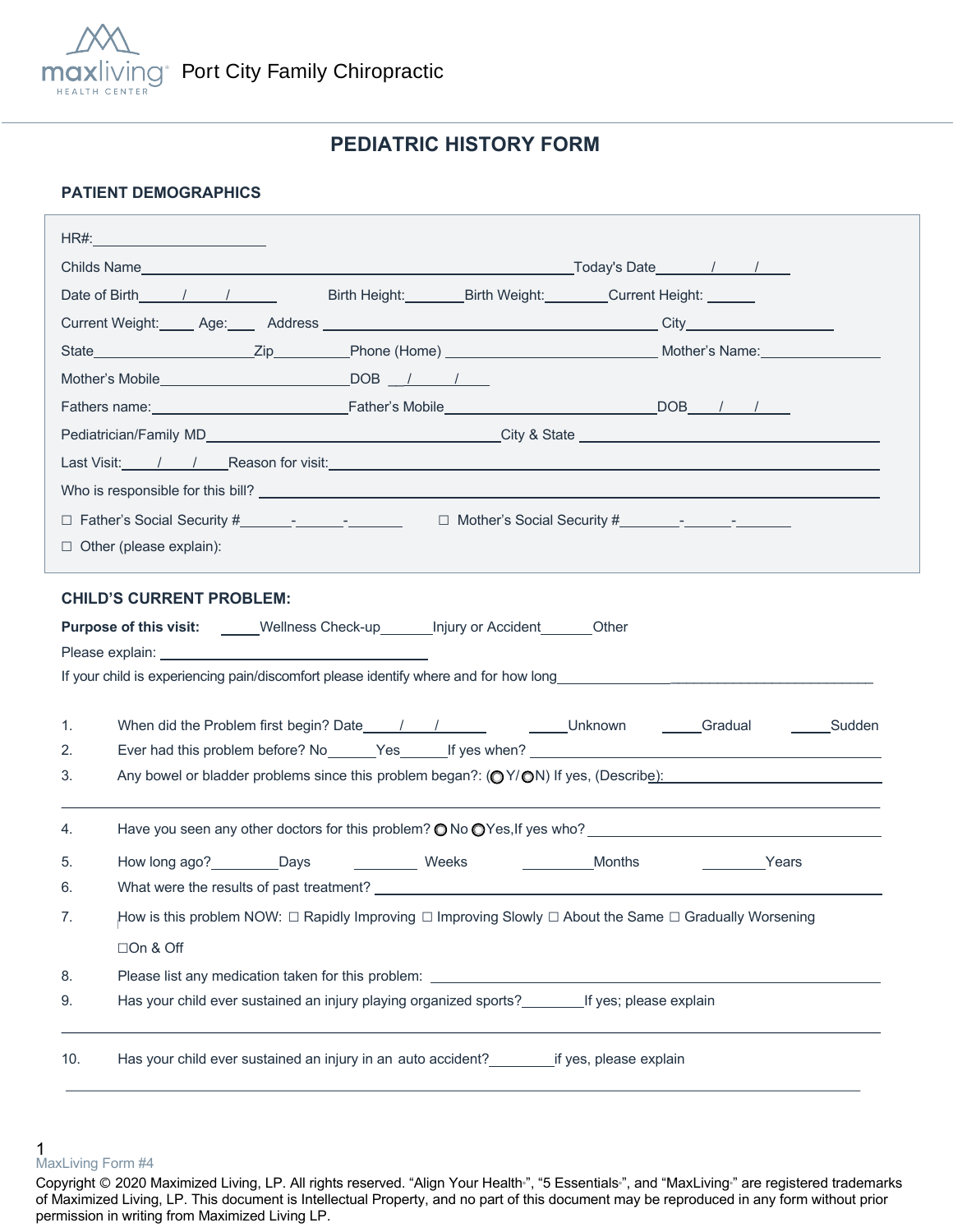maxliving HEALTH CENTER Port City Family Chiropractic

# PEDIATRIC HISTORY FORM

## PATIENT DEMOGRAPHICS

HR#:______________________

Childs Name________________________________________________Today's Date_____/_____/_____

Date of Birth_____/_____/______ Birth Height:_______Birth Weight:________Current Height: ______

Current Weight:_____ Age:____ Address ______________________________________ City_________________

State____________________Zip_________Phone (Home) _________________________ Mother's Name:_______________

Mother's Mobile________________________DOB __/_____/_____

Fathers name:________________________Father's Mobile__________________________DOB____/____/_____

Pediatrician/Family MD__________________________________City & State ______________________________

Last Visit:____/____/____Reason for visit:__________________________________________________________

Who is responsible for this bill? ________________________________________________________________

☐ Father's Social Security #______-______-_______ ☐ Mother's Social Security #_______-______-_______

☐ Other (please explain):

## CHILD'S CURRENT PROBLEM:

**Purpose of this visit:** _____Wellness Check-up______Injury or Accident______Other

Please explain: ________________________________

If your child is experiencing pain/discomfort please identify where and for how long_________________________________________

1. When did the Problem first begin? Date____/____/______ _____Unknown _____Gradual _____Sudden
2. Ever had this problem before? No______Yes______If yes when? ___________________________________
3. Any bowel or bladder problems since this problem began?: (◯Y/◯N) If yes, (Describe):____________________________

_______________________________________________________________________________________

4. Have you seen any other doctors for this problem? ◯ No ◯Yes,If yes who? ______________________________
5. How long ago?________Days ________ Weeks _________Months ________Years
6. What were the results of past treatment? _________________________________________________
7. How is this problem NOW: ☐ Rapidly Improving ☐ Improving Slowly ☐ About the Same ☐ Gradually Worsening ☐On & Off
8. Please list any medication taken for this problem: ________________________________________
9. Has your child ever sustained an injury playing organized sports?________If yes; please explain

_______________________________________________________________________________________

10. Has your child ever sustained an injury in an auto accident?________if yes, please explain

_______________________________________________________________________________________

MaxLiving Form #4

Copyright © 2020 Maximized Living, LP. All rights reserved. "Align Your Health", "5 Essentials", and "MaxLiving" are registered trademarks of Maximized Living, LP. This document is Intellectual Property, and no part of this document may be reproduced in any form without prior permission in writing from Maximized Living LP.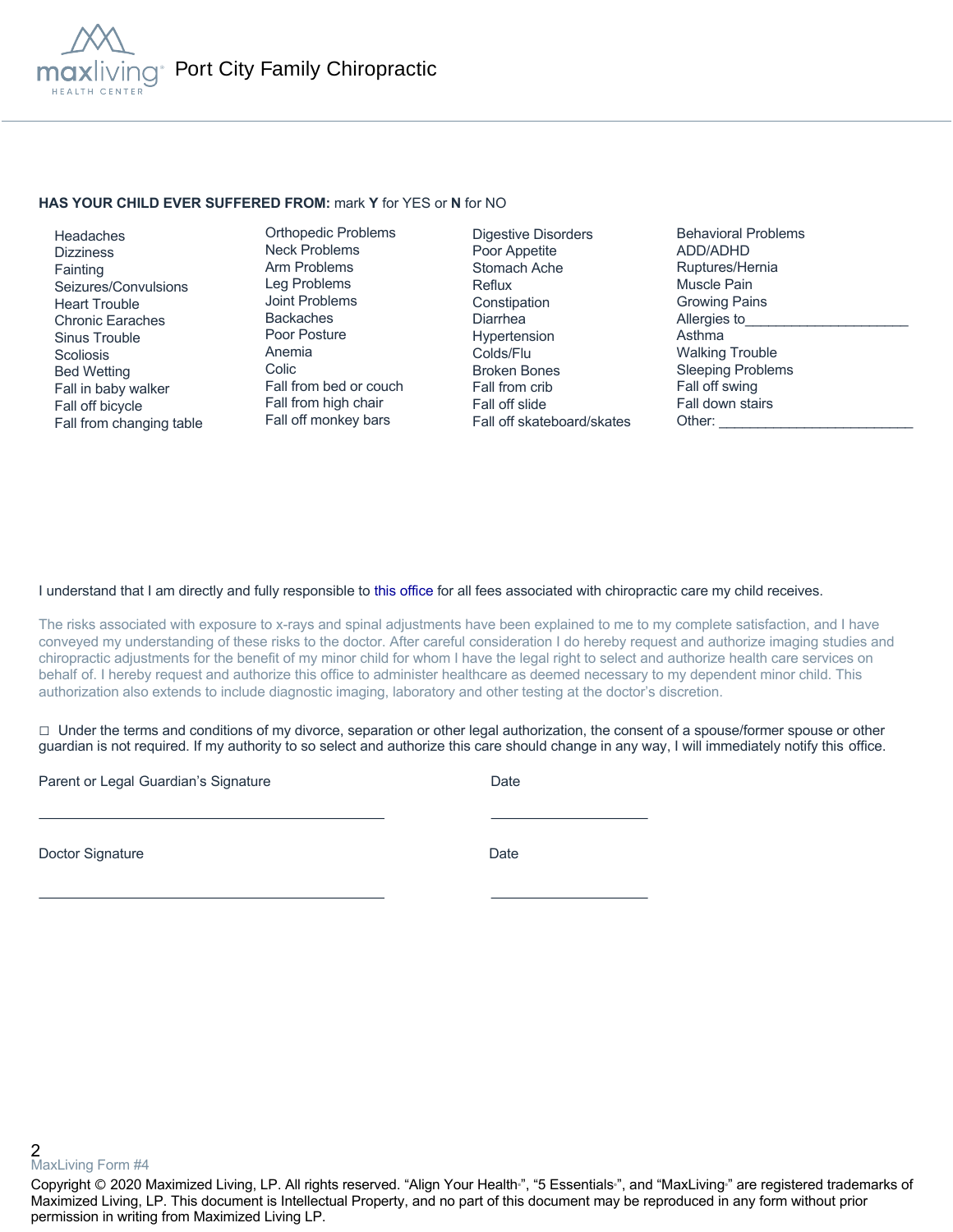Port City Family Chiropractic

**HAS YOUR CHILD EVER SUFFERED FROM:** mark **Y** for YES or **N** for NO

| | | | |
|---|---|---|---|
| Headaches | Orthopedic Problems | Digestive Disorders | Behavioral Problems |
| Dizziness | Neck Problems | Poor Appetite | ADD/ADHD |
| Fainting | Arm Problems | Stomach Ache | Ruptures/Hernia |
| Seizures/Convulsions | Leg Problems | Reflux | Muscle Pain |
| Heart Trouble | Joint Problems | Constipation | Growing Pains |
| Chronic Earaches | Backaches | Diarrhea | Allergies to_____________________ |
| Sinus Trouble | Poor Posture | Hypertension | Asthma |
| Scoliosis | Anemia | Colds/Flu | Walking Trouble |
| Bed Wetting | Colic | Broken Bones | Sleeping Problems |
| Fall in baby walker | Fall from bed or couch | Fall from crib | Fall off swing |
| Fall off bicycle | Fall from high chair | Fall off slide | Fall down stairs |
| Fall from changing table | Fall off monkey bars | Fall off skateboard/skates | Other: ________________________ |

I understand that I am directly and fully responsible to this office for all fees associated with chiropractic care my child receives.

The risks associated with exposure to x-rays and spinal adjustments have been explained to me to my complete satisfaction, and I have conveyed my understanding of these risks to the doctor. After careful consideration I do hereby request and authorize imaging studies and chiropractic adjustments for the benefit of my minor child for whom I have the legal right to select and authorize health care services on behalf of. I hereby request and authorize this office to administer healthcare as deemed necessary to my dependent minor child. This authorization also extends to include diagnostic imaging, laboratory and other testing at the doctor's discretion.

☐ Under the terms and conditions of my divorce, separation or other legal authorization, the consent of a spouse/former spouse or other guardian is not required. If my authority to so select and authorize this care should change in any way, I will immediately notify this office.

Parent or Legal Guardian's Signature ____________________________________ Date ________________

Doctor Signature ____________________________________ Date ________________

MaxLiving Form #4

Copyright © 2020 Maximized Living, LP. All rights reserved. "Align Your Health®", "5 Essentials®", and "MaxLiving®" are registered trademarks of Maximized Living, LP. This document is Intellectual Property, and no part of this document may be reproduced in any form without prior permission in writing from Maximized Living LP.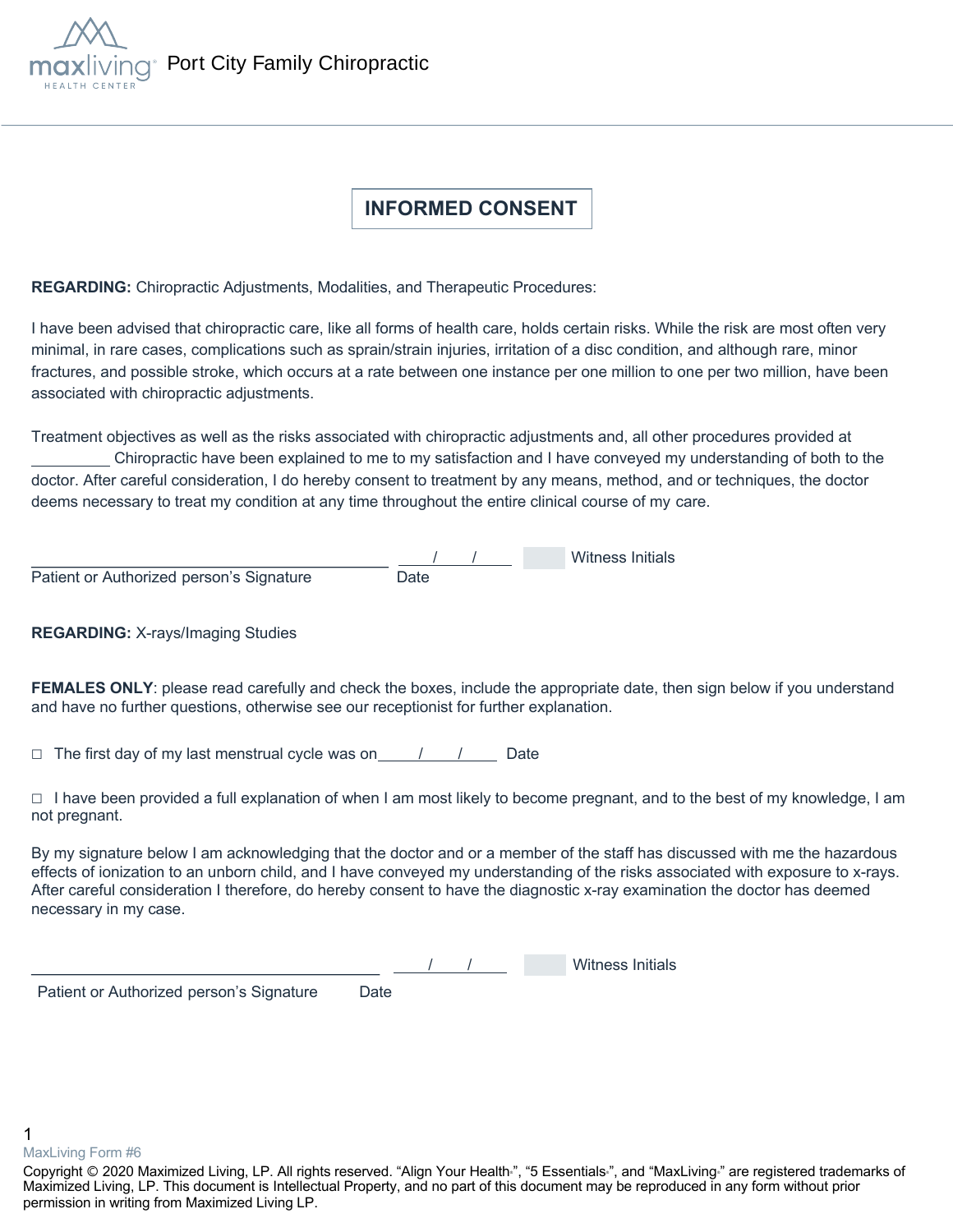Port City Family Chiropractic

# INFORMED CONSENT

**REGARDING:** Chiropractic Adjustments, Modalities, and Therapeutic Procedures:

I have been advised that chiropractic care, like all forms of health care, holds certain risks. While the risk are most often very minimal, in rare cases, complications such as sprain/strain injuries, irritation of a disc condition, and although rare, minor fractures, and possible stroke, which occurs at a rate between one instance per one million to one per two million, have been associated with chiropractic adjustments.

Treatment objectives as well as the risks associated with chiropractic adjustments and, all other procedures provided at __________ Chiropractic have been explained to me to my satisfaction and I have conveyed my understanding of both to the doctor. After careful consideration, I do hereby consent to treatment by any means, method, and or techniques, the doctor deems necessary to treat my condition at any time throughout the entire clinical course of my care.

______________________________ ____/____/____ Witness Initials

Patient or Authorized person's Signature Date

**REGARDING:** X-rays/Imaging Studies

**FEMALES ONLY**: please read carefully and check the boxes, include the appropriate date, then sign below if you understand and have no further questions, otherwise see our receptionist for further explanation.

☐ The first day of my last menstrual cycle was on____/____/____ Date

☐ I have been provided a full explanation of when I am most likely to become pregnant, and to the best of my knowledge, I am not pregnant.

By my signature below I am acknowledging that the doctor and or a member of the staff has discussed with me the hazardous effects of ionization to an unborn child, and I have conveyed my understanding of the risks associated with exposure to x-rays. After careful consideration I therefore, do hereby consent to have the diagnostic x-ray examination the doctor has deemed necessary in my case.

______________________________ ____/____/____ Witness Initials

Patient or Authorized person's Signature Date

MaxLiving Form #6

Copyright © 2020 Maximized Living, LP. All rights reserved. "Align Your Health®", "5 Essentials®", and "MaxLiving®" are registered trademarks of Maximized Living, LP. This document is Intellectual Property, and no part of this document may be reproduced in any form without prior permission in writing from Maximized Living LP.